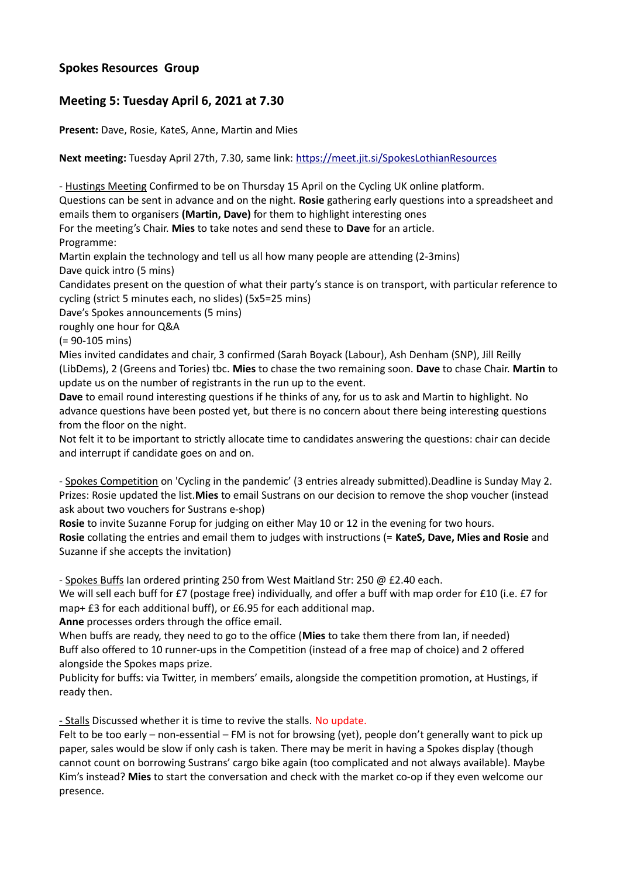## Spokes Resources Group

## Meeting 5: Tuesday April 6, 2021 at 7.30

**Present:** Dave, Rosie, KateS, Anne, Martin and Mies

**Next meeting:** Tuesday April 27th, 7.30, same link: https://meet.jit.si/SpokesLothianResources

- Hustings Meeting Confirmed to be on Thursday 15 April on the Cycling UK online platform.
Questions can be sent in advance and on the night. **Rosie** gathering early questions into a spreadsheet and emails them to organisers **(Martin, Dave)** for them to highlight interesting ones
For the meeting's Chair. **Mies** to take notes and send these to **Dave** for an article.
Programme:
Martin explain the technology and tell us all how many people are attending (2-3mins)
Dave quick intro (5 mins)
Candidates present on the question of what their party's stance is on transport, with particular reference to cycling (strict 5 minutes each, no slides) (5x5=25 mins)
Dave's Spokes announcements (5 mins)
roughly one hour for Q&A
(= 90-105 mins)
Mies invited candidates and chair, 3 confirmed (Sarah Boyack (Labour), Ash Denham (SNP), Jill Reilly (LibDems), 2 (Greens and Tories) tbc. **Mies** to chase the two remaining soon. **Dave** to chase Chair. **Martin** to update us on the number of registrants in the run up to the event.
**Dave** to email round interesting questions if he thinks of any, for us to ask and Martin to highlight. No advance questions have been posted yet, but there is no concern about there being interesting questions from the floor on the night.
Not felt it to be important to strictly allocate time to candidates answering the questions: chair can decide and interrupt if candidate goes on and on.

- Spokes Competition on 'Cycling in the pandemic' (3 entries already submitted).Deadline is Sunday May 2. Prizes: Rosie updated the list.**Mies** to email Sustrans on our decision to remove the shop voucher (instead ask about two vouchers for Sustrans e-shop)
**Rosie** to invite Suzanne Forup for judging on either May 10 or 12 in the evening for two hours.
**Rosie** collating the entries and email them to judges with instructions (= **KateS, Dave, Mies and Rosie** and Suzanne if she accepts the invitation)

- Spokes Buffs Ian ordered printing 250 from West Maitland Str: 250 @ £2.40 each.
We will sell each buff for £7 (postage free) individually, and offer a buff with map order for £10 (i.e. £7 for map+ £3 for each additional buff), or £6.95 for each additional map.
**Anne** processes orders through the office email.
When buffs are ready, they need to go to the office (**Mies** to take them there from Ian, if needed)
Buff also offered to 10 runner-ups in the Competition (instead of a free map of choice) and 2 offered alongside the Spokes maps prize.
Publicity for buffs: via Twitter, in members' emails, alongside the competition promotion, at Hustings, if ready then.

- Stalls Discussed whether it is time to revive the stalls. No update.
Felt to be too early – non-essential – FM is not for browsing (yet), people don't generally want to pick up paper, sales would be slow if only cash is taken. There may be merit in having a Spokes display (though cannot count on borrowing Sustrans' cargo bike again (too complicated and not always available). Maybe Kim's instead? **Mies** to start the conversation and check with the market co-op if they even welcome our presence.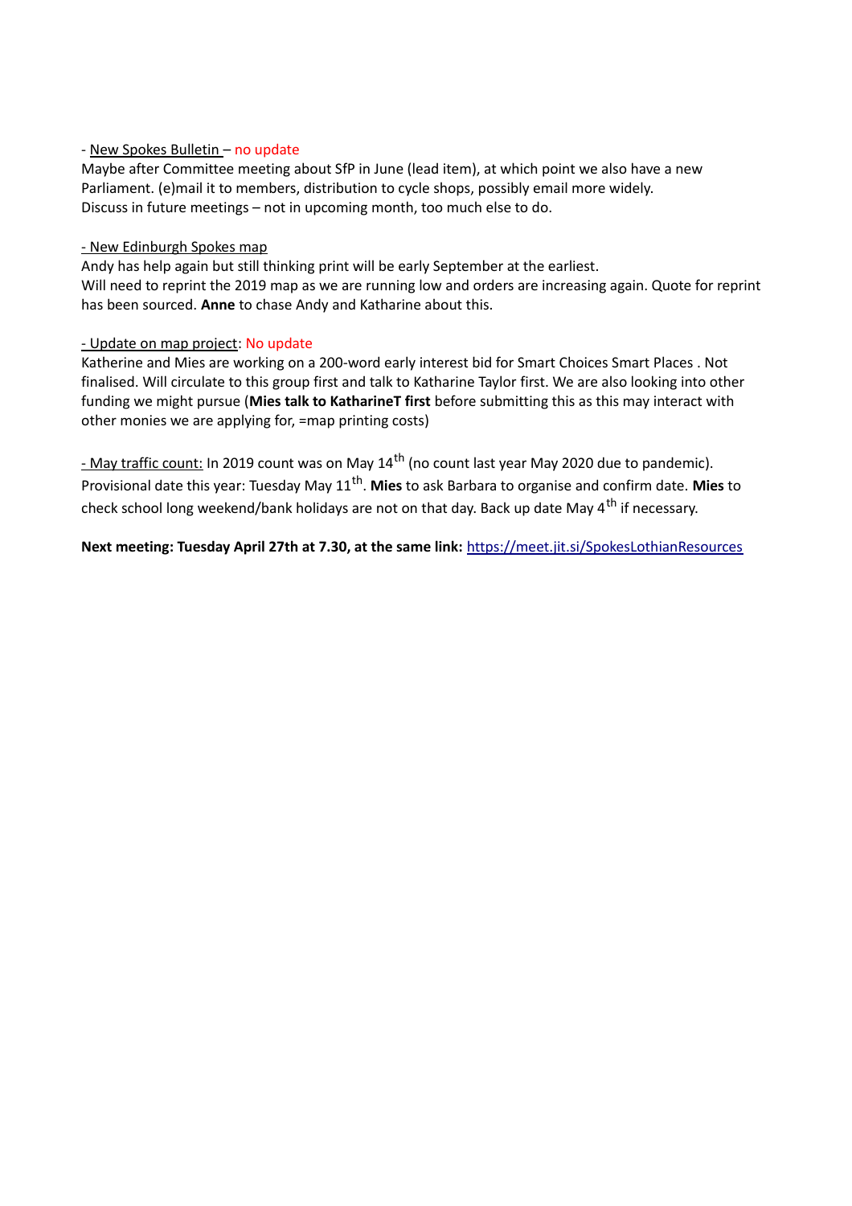- New Spokes Bulletin – no update

Maybe after Committee meeting about SfP in June (lead item), at which point we also have a new Parliament. (e)mail it to members, distribution to cycle shops, possibly email more widely.
Discuss in future meetings – not in upcoming month, too much else to do.

- New Edinburgh Spokes map

Andy has help again but still thinking print will be early September at the earliest.
Will need to reprint the 2019 map as we are running low and orders are increasing again. Quote for reprint has been sourced. **Anne** to chase Andy and Katharine about this.

- Update on map project: No update

Katherine and Mies are working on a 200-word early interest bid for Smart Choices Smart Places . Not finalised. Will circulate to this group first and talk to Katharine Taylor first. We are also looking into other funding we might pursue (**Mies talk to KatharineT first** before submitting this as this may interact with other monies we are applying for, =map printing costs)

- May traffic count: In 2019 count was on May 14th (no count last year May 2020 due to pandemic). Provisional date this year: Tuesday May 11th. **Mies** to ask Barbara to organise and confirm date. **Mies** to check school long weekend/bank holidays are not on that day. Back up date May 4th if necessary.

**Next meeting: Tuesday April 27th at 7.30, at the same link:** https://meet.jit.si/SpokesLothianResources